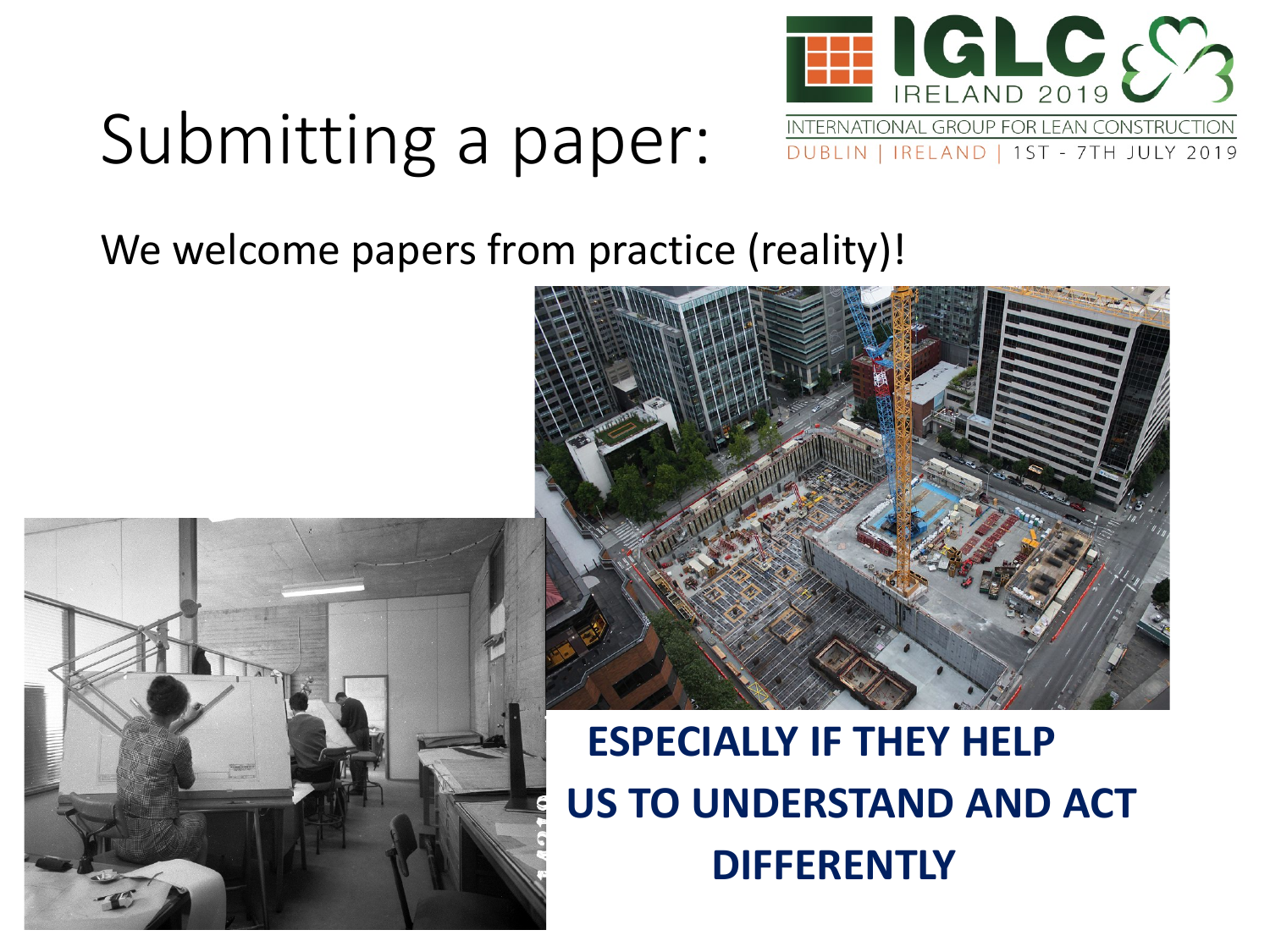# Submitting a paper:

IGLC IRELAND 2019

INTERNATIONAL GROUP FOR LEAN CONSTRUCTION

DUBLIN | IRELAND | 1ST - 7TH JULY 2019

We welcome papers from practice (reality)!

**ESPECIALLY IF THEY HELP US TO UNDERSTAND AND ACT DIFFERENTLY**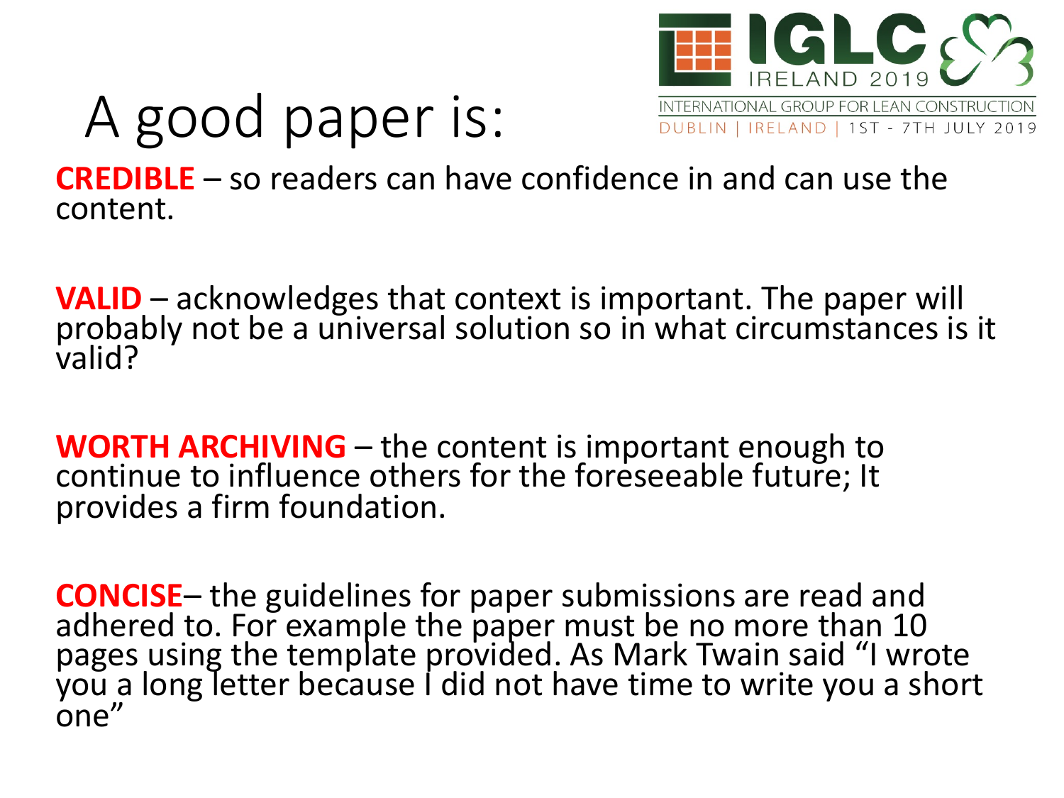# A good paper is:

**CREDIBLE** – so readers can have confidence in and can use the content.

**VALID** – acknowledges that context is important. The paper will probably not be a universal solution so in what circumstances is it valid?

**WORTH ARCHIVING** – the content is important enough to continue to influence others for the foreseeable future; It provides a firm foundation.

**CONCISE**– the guidelines for paper submissions are read and adhered to. For example the paper must be no more than 10 pages using the template provided. As Mark Twain said "I wrote you a long letter because I did not have time to write you a short one"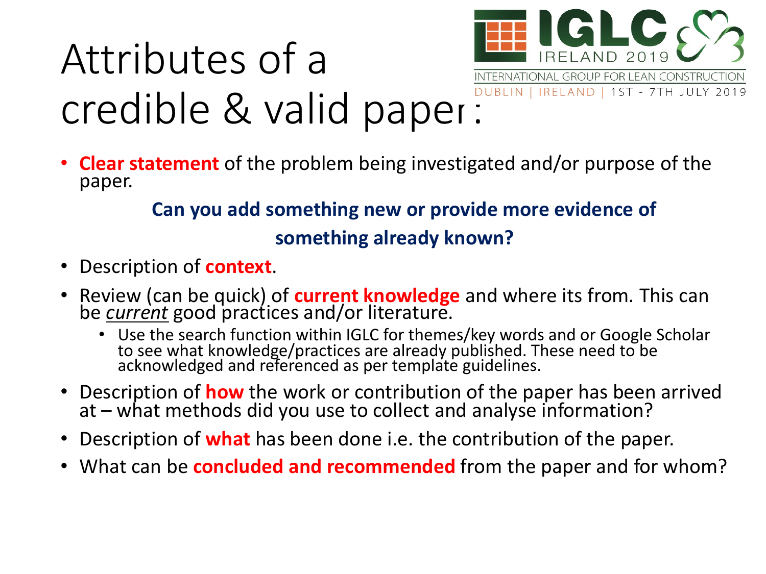# Attributes of a credible & valid paper:

- **Clear statement** of the problem being investigated and/or purpose of the paper.

**Can you add something new or provide more evidence of something already known?**

- Description of **context**.
- Review (can be quick) of **current knowledge** and where its from. This can be *current* good practices and/or literature.
  - Use the search function within IGLC for themes/key words and or Google Scholar to see what knowledge/practices are already published. These need to be acknowledged and referenced as per template guidelines.
- Description of **how** the work or contribution of the paper has been arrived at – what methods did you use to collect and analyse information?
- Description of **what** has been done i.e. the contribution of the paper.
- What can be **concluded and recommended** from the paper and for whom?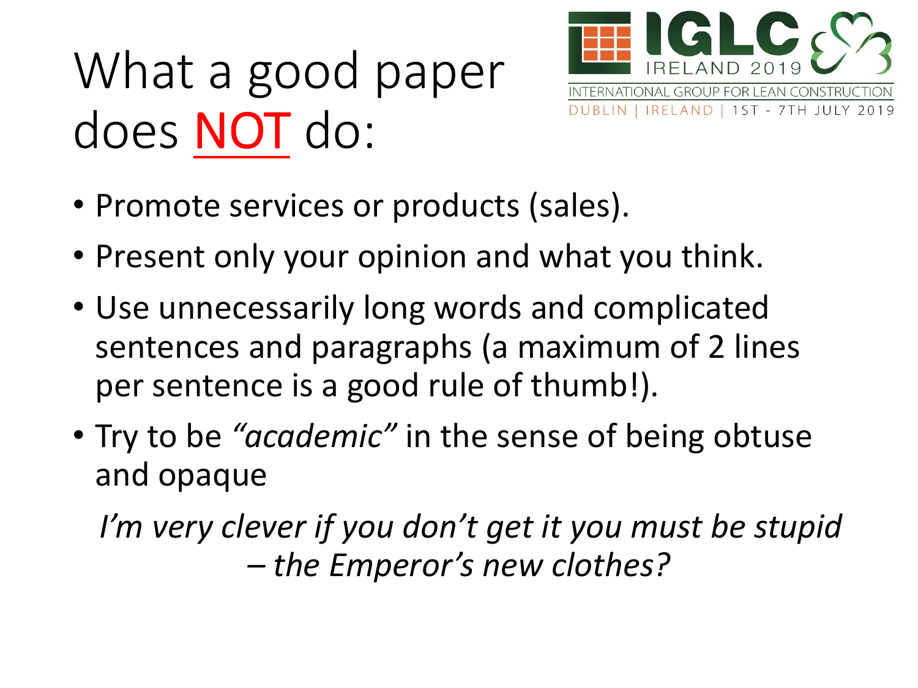# What a good paper does NOT do:

IGLC IRELAND 2019

INTERNATIONAL GROUP FOR LEAN CONSTRUCTION

DUBLIN | IRELAND | 1ST - 7TH JULY 2019

- Promote services or products (sales).
- Present only your opinion and what you think.
- Use unnecessarily long words and complicated sentences and paragraphs (a maximum of 2 lines per sentence is a good rule of thumb!).
- Try to be *"academic"* in the sense of being obtuse and opaque

*I'm very clever if you don't get it you must be stupid – the Emperor's new clothes?*